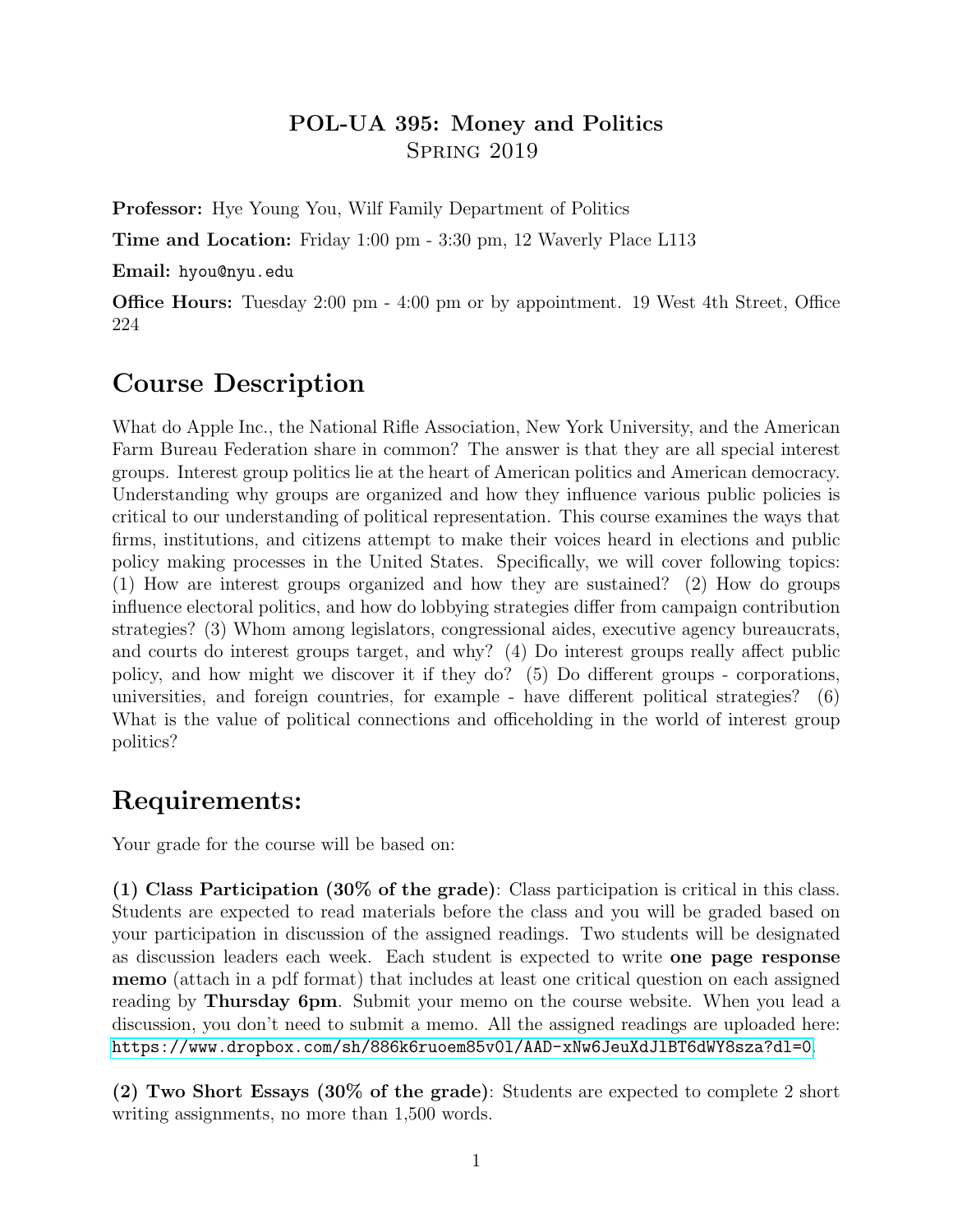**POL-UA 395: Money and Politics**
Spring 2019

**Professor:** Hye Young You, Wilf Family Department of Politics

**Time and Location:** Friday 1:00 pm - 3:30 pm, 12 Waverly Place L113

**Email:** hyou@nyu.edu

**Office Hours:** Tuesday 2:00 pm - 4:00 pm or by appointment. 19 West 4th Street, Office 224

# Course Description

What do Apple Inc., the National Rifle Association, New York University, and the American Farm Bureau Federation share in common? The answer is that they are all special interest groups. Interest group politics lie at the heart of American politics and American democracy. Understanding why groups are organized and how they influence various public policies is critical to our understanding of political representation. This course examines the ways that firms, institutions, and citizens attempt to make their voices heard in elections and public policy making processes in the United States. Specifically, we will cover following topics: (1) How are interest groups organized and how they are sustained? (2) How do groups influence electoral politics, and how do lobbying strategies differ from campaign contribution strategies? (3) Whom among legislators, congressional aides, executive agency bureaucrats, and courts do interest groups target, and why? (4) Do interest groups really affect public policy, and how might we discover it if they do? (5) Do different groups - corporations, universities, and foreign countries, for example - have different political strategies? (6) What is the value of political connections and officeholding in the world of interest group politics?

# Requirements:

Your grade for the course will be based on:

**(1) Class Participation (30% of the grade)**: Class participation is critical in this class. Students are expected to read materials before the class and you will be graded based on your participation in discussion of the assigned readings. Two students will be designated as discussion leaders each week. Each student is expected to write **one page response memo** (attach in a pdf format) that includes at least one critical question on each assigned reading by **Thursday 6pm**. Submit your memo on the course website. When you lead a discussion, you don't need to submit a memo. All the assigned readings are uploaded here: https://www.dropbox.com/sh/886k6ruoem85v0l/AAD-xNw6JeuXdJlBT6dWY8sza?dl=0.

**(2) Two Short Essays (30% of the grade)**: Students are expected to complete 2 short writing assignments, no more than 1,500 words.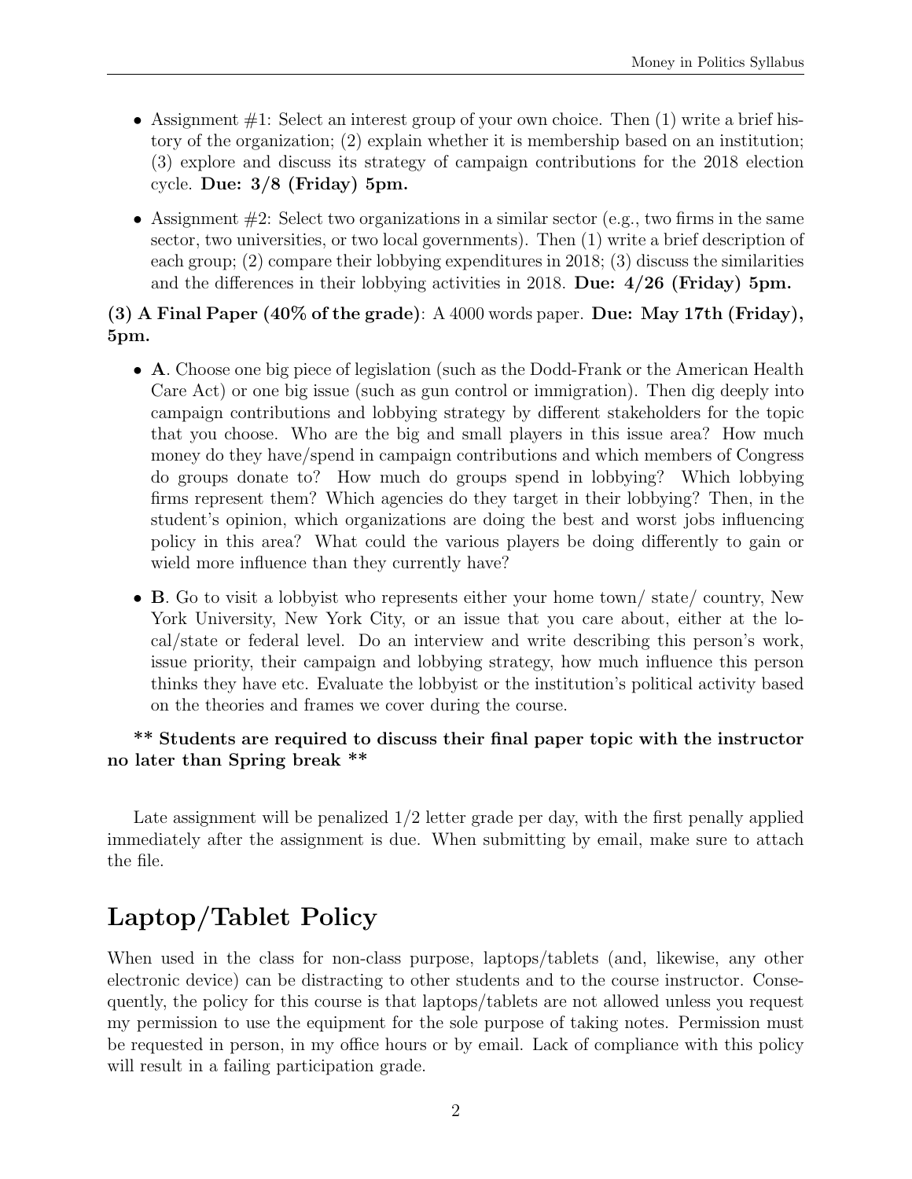- Assignment #1: Select an interest group of your own choice. Then (1) write a brief history of the organization; (2) explain whether it is membership based on an institution; (3) explore and discuss its strategy of campaign contributions for the 2018 election cycle. **Due: 3/8 (Friday) 5pm.**
- Assignment #2: Select two organizations in a similar sector (e.g., two firms in the same sector, two universities, or two local governments). Then (1) write a brief description of each group; (2) compare their lobbying expenditures in 2018; (3) discuss the similarities and the differences in their lobbying activities in 2018. **Due: 4/26 (Friday) 5pm.**

**(3) A Final Paper (40% of the grade)**: A 4000 words paper. **Due: May 17th (Friday), 5pm.**

- **A**. Choose one big piece of legislation (such as the Dodd-Frank or the American Health Care Act) or one big issue (such as gun control or immigration). Then dig deeply into campaign contributions and lobbying strategy by different stakeholders for the topic that you choose. Who are the big and small players in this issue area? How much money do they have/spend in campaign contributions and which members of Congress do groups donate to? How much do groups spend in lobbying? Which lobbying firms represent them? Which agencies do they target in their lobbying? Then, in the student's opinion, which organizations are doing the best and worst jobs influencing policy in this area? What could the various players be doing differently to gain or wield more influence than they currently have?
- **B**. Go to visit a lobbyist who represents either your home town/ state/ country, New York University, New York City, or an issue that you care about, either at the local/state or federal level. Do an interview and write describing this person's work, issue priority, their campaign and lobbying strategy, how much influence this person thinks they have etc. Evaluate the lobbyist or the institution's political activity based on the theories and frames we cover during the course.

**** Students are required to discuss their final paper topic with the instructor no later than Spring break ****

Late assignment will be penalized 1/2 letter grade per day, with the first penally applied immediately after the assignment is due. When submitting by email, make sure to attach the file.

## Laptop/Tablet Policy

When used in the class for non-class purpose, laptops/tablets (and, likewise, any other electronic device) can be distracting to other students and to the course instructor. Consequently, the policy for this course is that laptops/tablets are not allowed unless you request my permission to use the equipment for the sole purpose of taking notes. Permission must be requested in person, in my office hours or by email. Lack of compliance with this policy will result in a failing participation grade.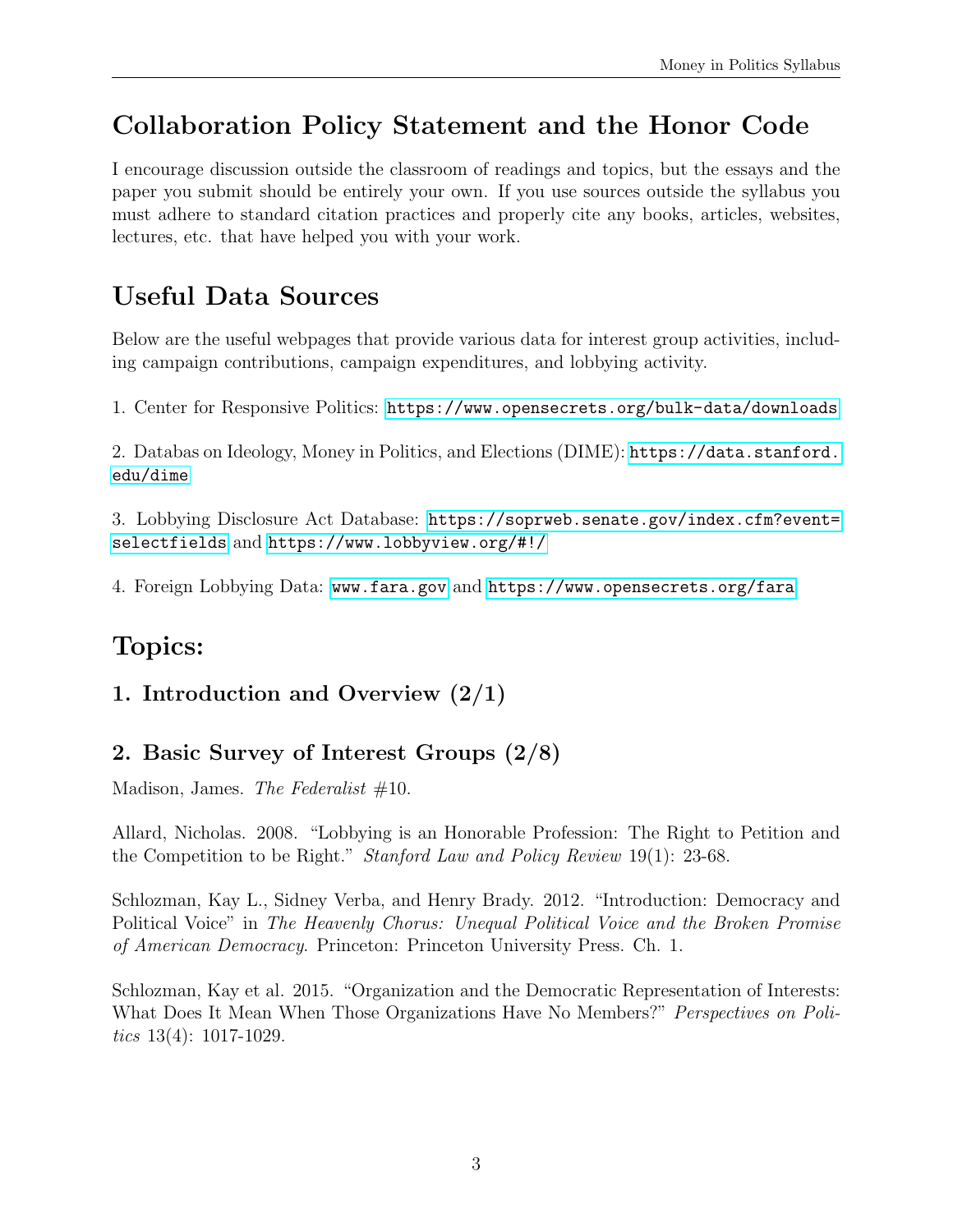## Collaboration Policy Statement and the Honor Code

I encourage discussion outside the classroom of readings and topics, but the essays and the paper you submit should be entirely your own. If you use sources outside the syllabus you must adhere to standard citation practices and properly cite any books, articles, websites, lectures, etc. that have helped you with your work.

## Useful Data Sources

Below are the useful webpages that provide various data for interest group activities, including campaign contributions, campaign expenditures, and lobbying activity.

1. Center for Responsive Politics: https://www.opensecrets.org/bulk-data/downloads

2. Databas on Ideology, Money in Politics, and Elections (DIME): https://data.stanford.edu/dime

3. Lobbying Disclosure Act Database: https://soprweb.senate.gov/index.cfm?event=selectfields and https://www.lobbyview.org/#!/

4. Foreign Lobbying Data: www.fara.gov and https://www.opensecrets.org/fara

## Topics:

### 1. Introduction and Overview (2/1)

### 2. Basic Survey of Interest Groups (2/8)

Madison, James. *The Federalist* #10.

Allard, Nicholas. 2008. "Lobbying is an Honorable Profession: The Right to Petition and the Competition to be Right." *Stanford Law and Policy Review* 19(1): 23-68.

Schlozman, Kay L., Sidney Verba, and Henry Brady. 2012. "Introduction: Democracy and Political Voice" in *The Heavenly Chorus: Unequal Political Voice and the Broken Promise of American Democracy*. Princeton: Princeton University Press. Ch. 1.

Schlozman, Kay et al. 2015. "Organization and the Democratic Representation of Interests: What Does It Mean When Those Organizations Have No Members?" *Perspectives on Politics* 13(4): 1017-1029.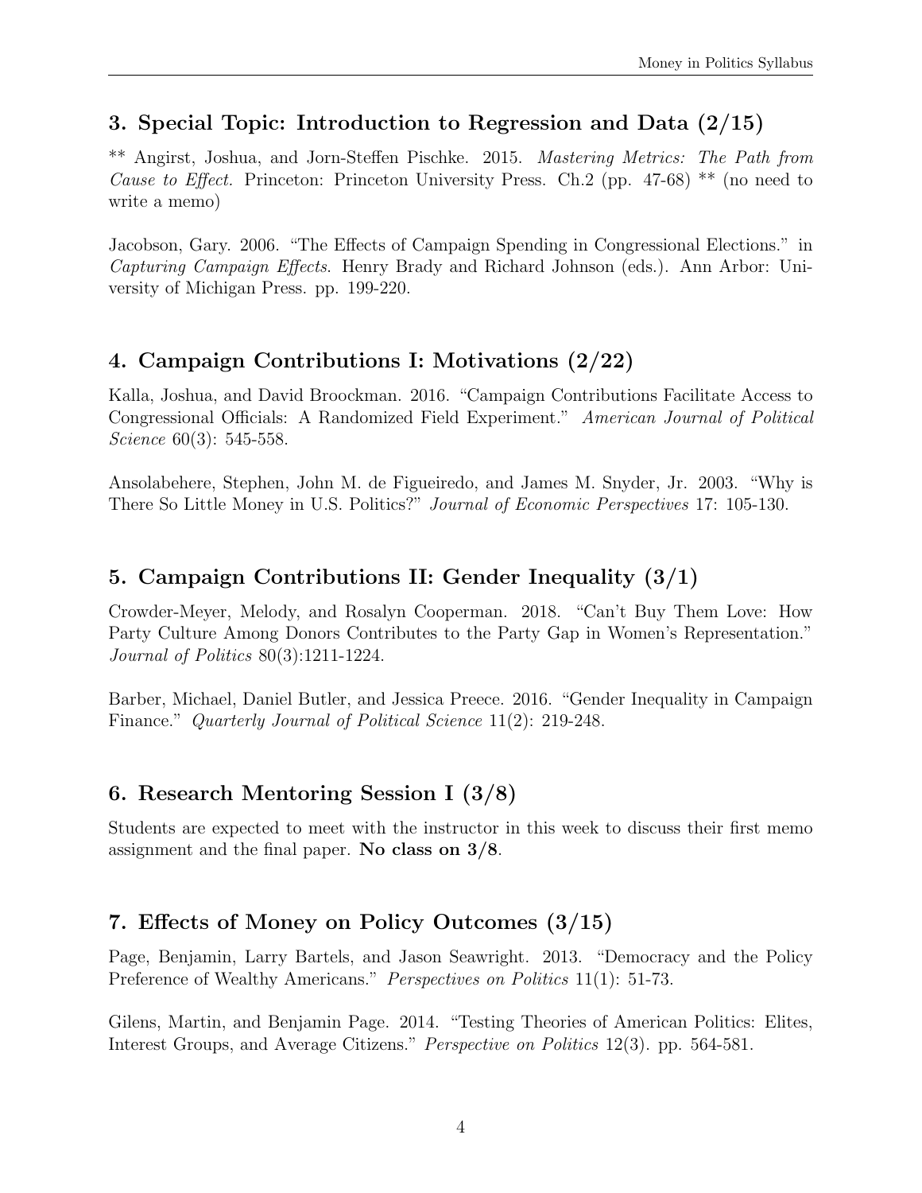## 3. Special Topic: Introduction to Regression and Data (2/15)

** Angirst, Joshua, and Jorn-Steffen Pischke. 2015. *Mastering Metrics: The Path from Cause to Effect.* Princeton: Princeton University Press. Ch.2 (pp. 47-68) ** (no need to write a memo)

Jacobson, Gary. 2006. "The Effects of Campaign Spending in Congressional Elections." in *Capturing Campaign Effects*. Henry Brady and Richard Johnson (eds.). Ann Arbor: University of Michigan Press. pp. 199-220.

## 4. Campaign Contributions I: Motivations (2/22)

Kalla, Joshua, and David Broockman. 2016. "Campaign Contributions Facilitate Access to Congressional Officials: A Randomized Field Experiment." *American Journal of Political Science* 60(3): 545-558.

Ansolabehere, Stephen, John M. de Figueiredo, and James M. Snyder, Jr. 2003. "Why is There So Little Money in U.S. Politics?" *Journal of Economic Perspectives* 17: 105-130.

## 5. Campaign Contributions II: Gender Inequality (3/1)

Crowder-Meyer, Melody, and Rosalyn Cooperman. 2018. "Can't Buy Them Love: How Party Culture Among Donors Contributes to the Party Gap in Women's Representation." *Journal of Politics* 80(3):1211-1224.

Barber, Michael, Daniel Butler, and Jessica Preece. 2016. "Gender Inequality in Campaign Finance." *Quarterly Journal of Political Science* 11(2): 219-248.

## 6. Research Mentoring Session I (3/8)

Students are expected to meet with the instructor in this week to discuss their first memo assignment and the final paper. **No class on 3/8**.

## 7. Effects of Money on Policy Outcomes (3/15)

Page, Benjamin, Larry Bartels, and Jason Seawright. 2013. "Democracy and the Policy Preference of Wealthy Americans." *Perspectives on Politics* 11(1): 51-73.

Gilens, Martin, and Benjamin Page. 2014. "Testing Theories of American Politics: Elites, Interest Groups, and Average Citizens." *Perspective on Politics* 12(3). pp. 564-581.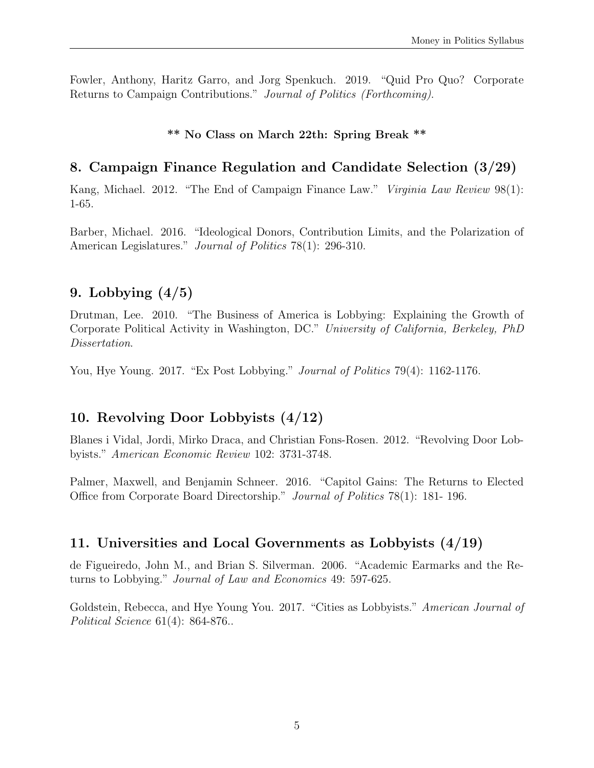Fowler, Anthony, Haritz Garro, and Jorg Spenkuch. 2019. "Quid Pro Quo? Corporate Returns to Campaign Contributions." *Journal of Politics (Forthcoming)*.

**\*\* No Class on March 22th: Spring Break \*\***

## 8. Campaign Finance Regulation and Candidate Selection (3/29)

Kang, Michael. 2012. "The End of Campaign Finance Law." *Virginia Law Review* 98(1): 1-65.

Barber, Michael. 2016. "Ideological Donors, Contribution Limits, and the Polarization of American Legislatures." *Journal of Politics* 78(1): 296-310.

## 9. Lobbying (4/5)

Drutman, Lee. 2010. "The Business of America is Lobbying: Explaining the Growth of Corporate Political Activity in Washington, DC." *University of California, Berkeley, PhD Dissertation*.

You, Hye Young. 2017. "Ex Post Lobbying." *Journal of Politics* 79(4): 1162-1176.

## 10. Revolving Door Lobbyists (4/12)

Blanes i Vidal, Jordi, Mirko Draca, and Christian Fons-Rosen. 2012. "Revolving Door Lobbyists." *American Economic Review* 102: 3731-3748.

Palmer, Maxwell, and Benjamin Schneer. 2016. "Capitol Gains: The Returns to Elected Office from Corporate Board Directorship." *Journal of Politics* 78(1): 181- 196.

## 11. Universities and Local Governments as Lobbyists (4/19)

de Figueiredo, John M., and Brian S. Silverman. 2006. "Academic Earmarks and the Returns to Lobbying." *Journal of Law and Economics* 49: 597-625.

Goldstein, Rebecca, and Hye Young You. 2017. "Cities as Lobbyists." *American Journal of Political Science* 61(4): 864-876..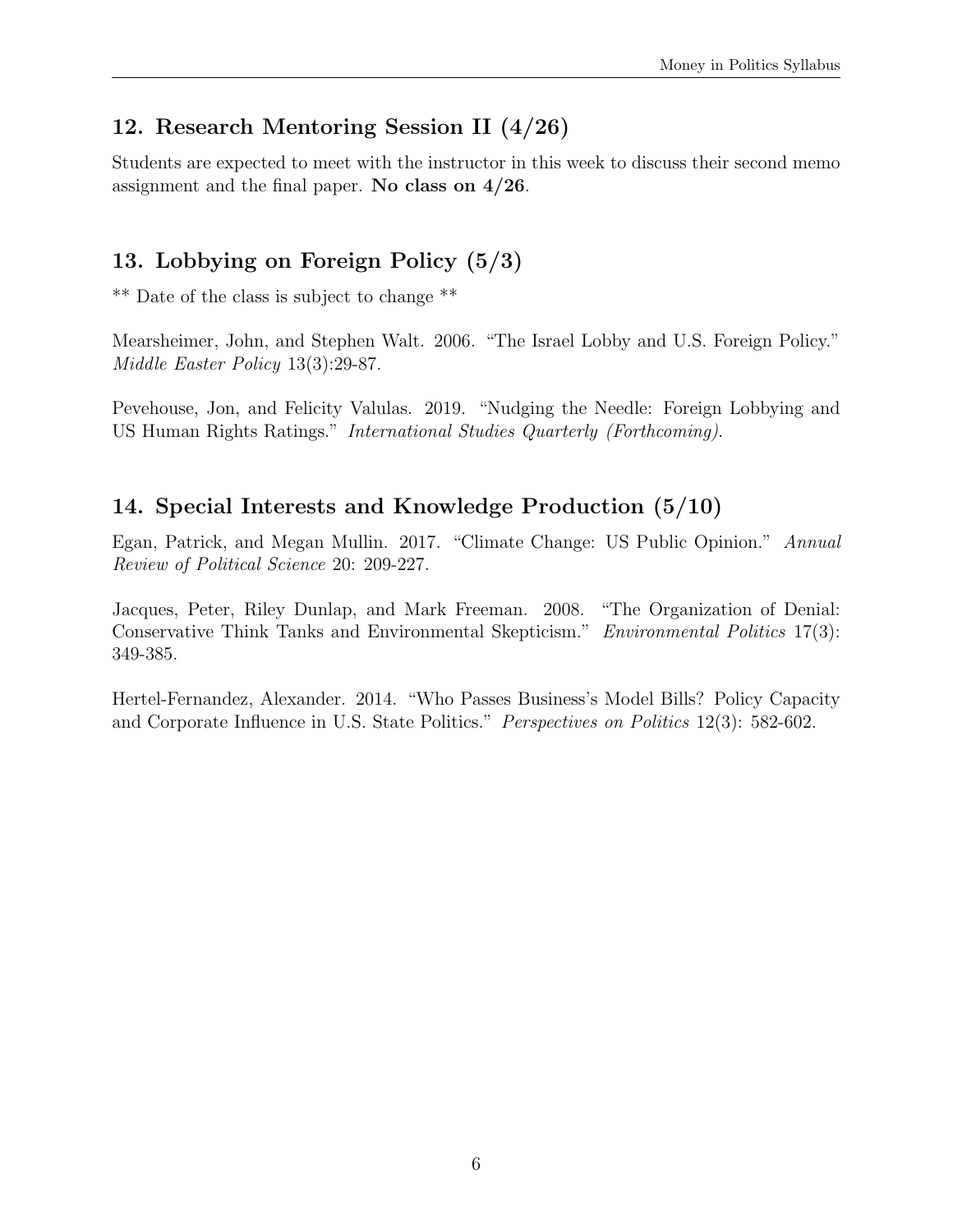## 12. Research Mentoring Session II (4/26)

Students are expected to meet with the instructor in this week to discuss their second memo assignment and the final paper. **No class on 4/26**.

## 13. Lobbying on Foreign Policy (5/3)

** Date of the class is subject to change **

Mearsheimer, John, and Stephen Walt. 2006. "The Israel Lobby and U.S. Foreign Policy." *Middle Easter Policy* 13(3):29-87.

Pevehouse, Jon, and Felicity Valulas. 2019. "Nudging the Needle: Foreign Lobbying and US Human Rights Ratings." *International Studies Quarterly (Forthcoming).*

## 14. Special Interests and Knowledge Production (5/10)

Egan, Patrick, and Megan Mullin. 2017. "Climate Change: US Public Opinion." *Annual Review of Political Science* 20: 209-227.

Jacques, Peter, Riley Dunlap, and Mark Freeman. 2008. "The Organization of Denial: Conservative Think Tanks and Environmental Skepticism." *Environmental Politics* 17(3): 349-385.

Hertel-Fernandez, Alexander. 2014. "Who Passes Business's Model Bills? Policy Capacity and Corporate Influence in U.S. State Politics." *Perspectives on Politics* 12(3): 582-602.